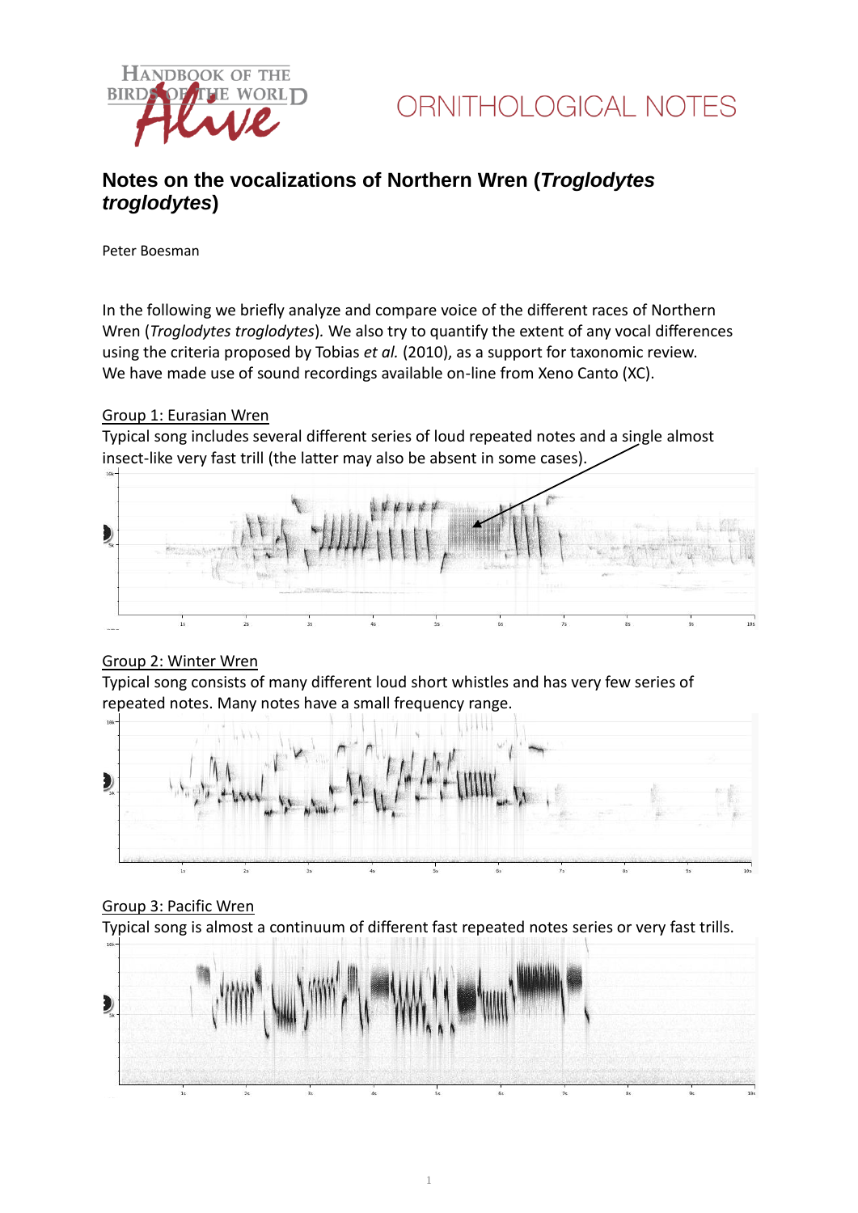HANDBOOK OF THE BIRDS OF THE WORLD Alive

ORNITHOLOGICAL NOTES

# Notes on the vocalizations of Northern Wren (*Troglodytes troglodytes*)

Peter Boesman

In the following we briefly analyze and compare voice of the different races of Northern Wren (*Troglodytes troglodytes*). We also try to quantify the extent of any vocal differences using the criteria proposed by Tobias *et al.* (2010), as a support for taxonomic review.
We have made use of sound recordings available on-line from Xeno Canto (XC).

## Group 1: Eurasian Wren

Typical song includes several different series of loud repeated notes and a single almost insect-like very fast trill (the latter may also be absent in some cases).

## Group 2: Winter Wren

Typical song consists of many different loud short whistles and has very few series of repeated notes. Many notes have a small frequency range.

## Group 3: Pacific Wren

Typical song is almost a continuum of different fast repeated notes series or very fast trills.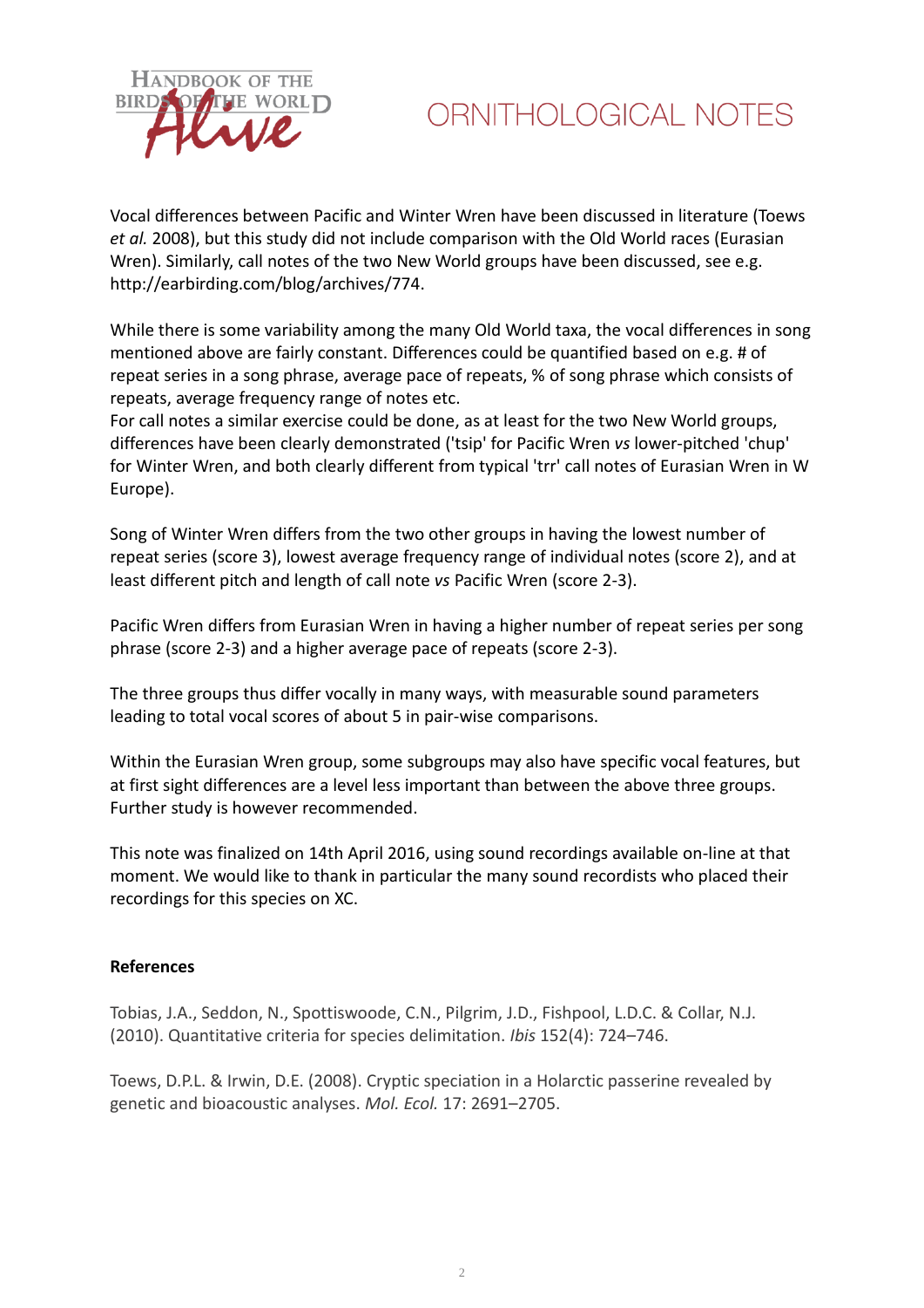Vocal differences between Pacific and Winter Wren have been discussed in literature (Toews *et al.* 2008), but this study did not include comparison with the Old World races (Eurasian Wren). Similarly, call notes of the two New World groups have been discussed, see e.g. http://earbirding.com/blog/archives/774.

While there is some variability among the many Old World taxa, the vocal differences in song mentioned above are fairly constant. Differences could be quantified based on e.g. # of repeat series in a song phrase, average pace of repeats, % of song phrase which consists of repeats, average frequency range of notes etc.
For call notes a similar exercise could be done, as at least for the two New World groups, differences have been clearly demonstrated ('tsip' for Pacific Wren *vs* lower-pitched 'chup' for Winter Wren, and both clearly different from typical 'trr' call notes of Eurasian Wren in W Europe).

Song of Winter Wren differs from the two other groups in having the lowest number of repeat series (score 3), lowest average frequency range of individual notes (score 2), and at least different pitch and length of call note *vs* Pacific Wren (score 2-3).

Pacific Wren differs from Eurasian Wren in having a higher number of repeat series per song phrase (score 2-3) and a higher average pace of repeats (score 2-3).

The three groups thus differ vocally in many ways, with measurable sound parameters leading to total vocal scores of about 5 in pair-wise comparisons.

Within the Eurasian Wren group, some subgroups may also have specific vocal features, but at first sight differences are a level less important than between the above three groups. Further study is however recommended.

This note was finalized on 14th April 2016, using sound recordings available on-line at that moment. We would like to thank in particular the many sound recordists who placed their recordings for this species on XC.

**References**

Tobias, J.A., Seddon, N., Spottiswoode, C.N., Pilgrim, J.D., Fishpool, L.D.C. & Collar, N.J. (2010). Quantitative criteria for species delimitation. *Ibis* 152(4): 724–746.

Toews, D.P.L. & Irwin, D.E. (2008). Cryptic speciation in a Holarctic passerine revealed by genetic and bioacoustic analyses. *Mol. Ecol.* 17: 2691–2705.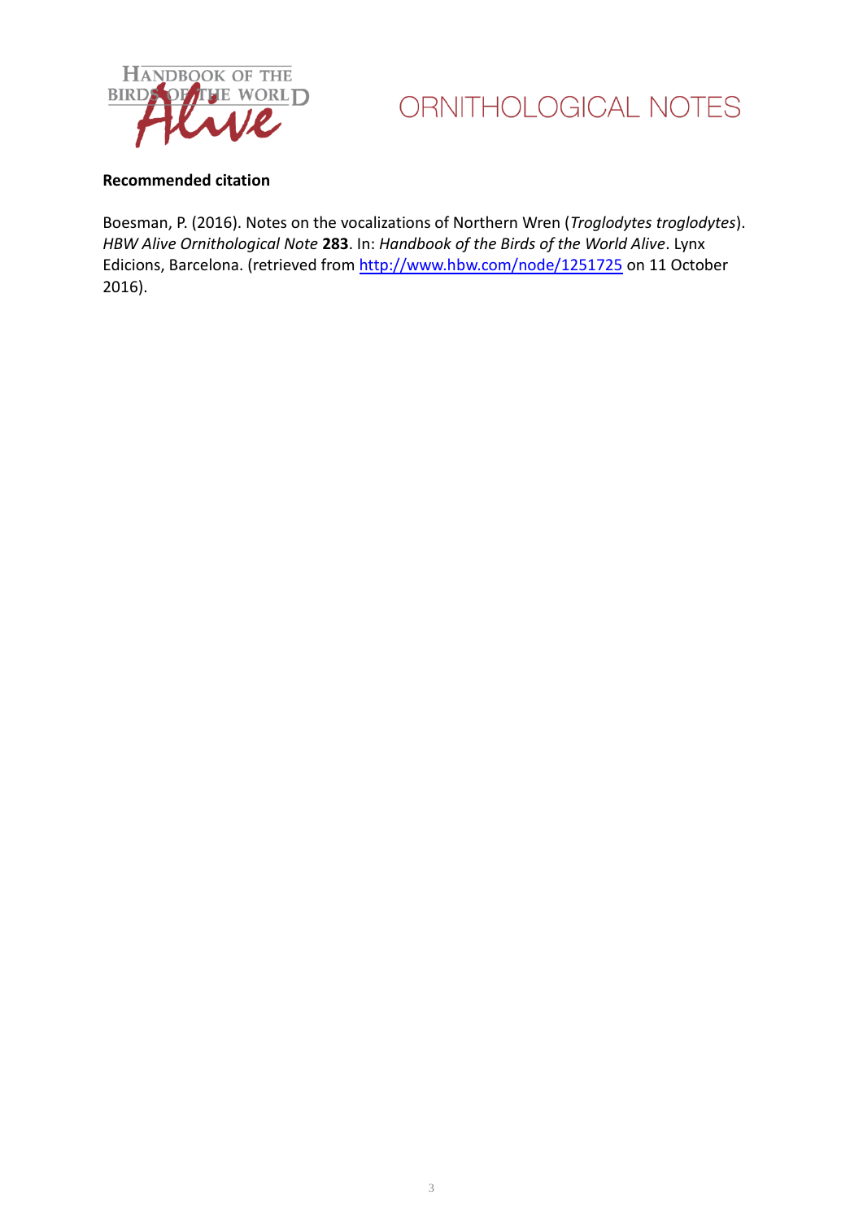**Recommended citation**

Boesman, P. (2016). Notes on the vocalizations of Northern Wren (*Troglodytes troglodytes*). *HBW Alive Ornithological Note* **283**. In: *Handbook of the Birds of the World Alive*. Lynx Edicions, Barcelona. (retrieved from http://www.hbw.com/node/1251725 on 11 October 2016).